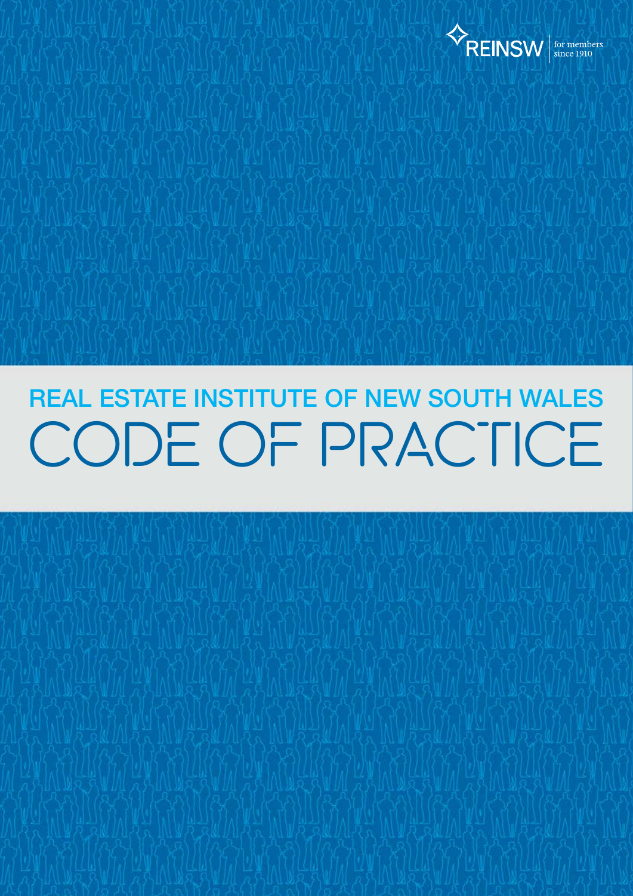REINSW for members since 1910

# REAL ESTATE INSTITUTE OF NEW SOUTH WALES

# CODE OF PRACTICE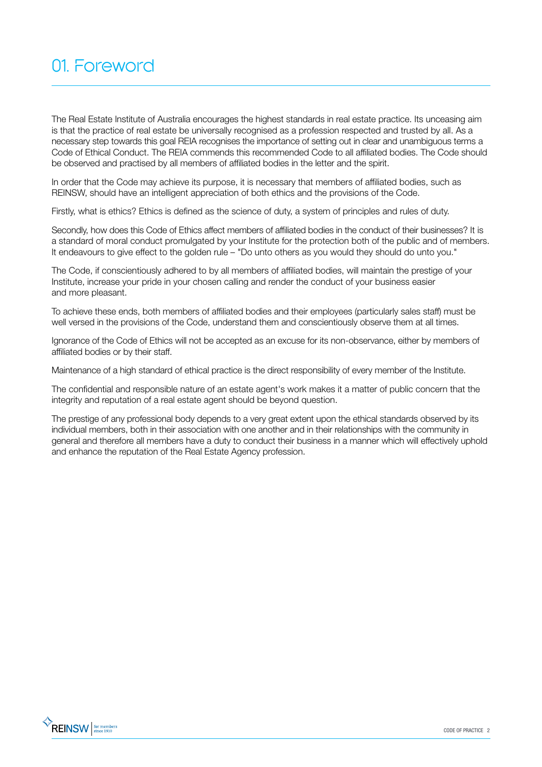# 01. Foreword

The Real Estate Institute of Australia encourages the highest standards in real estate practice. Its unceasing aim is that the practice of real estate be universally recognised as a profession respected and trusted by all. As a necessary step towards this goal REIA recognises the importance of setting out in clear and unambiguous terms a Code of Ethical Conduct. The REIA commends this recommended Code to all affiliated bodies. The Code should be observed and practised by all members of affiliated bodies in the letter and the spirit.

In order that the Code may achieve its purpose, it is necessary that members of affiliated bodies, such as REINSW, should have an intelligent appreciation of both ethics and the provisions of the Code.

Firstly, what is ethics? Ethics is defined as the science of duty, a system of principles and rules of duty.

Secondly, how does this Code of Ethics affect members of affiliated bodies in the conduct of their businesses? It is a standard of moral conduct promulgated by your Institute for the protection both of the public and of members. It endeavours to give effect to the golden rule – "Do unto others as you would they should do unto you."

The Code, if conscientiously adhered to by all members of affiliated bodies, will maintain the prestige of your Institute, increase your pride in your chosen calling and render the conduct of your business easier and more pleasant.

To achieve these ends, both members of affiliated bodies and their employees (particularly sales staff) must be well versed in the provisions of the Code, understand them and conscientiously observe them at all times.

Ignorance of the Code of Ethics will not be accepted as an excuse for its non-observance, either by members of affiliated bodies or by their staff.

Maintenance of a high standard of ethical practice is the direct responsibility of every member of the Institute.

The confidential and responsible nature of an estate agent's work makes it a matter of public concern that the integrity and reputation of a real estate agent should be beyond question.

The prestige of any professional body depends to a very great extent upon the ethical standards observed by its individual members, both in their association with one another and in their relationships with the community in general and therefore all members have a duty to conduct their business in a manner which will effectively uphold and enhance the reputation of the Real Estate Agency profession.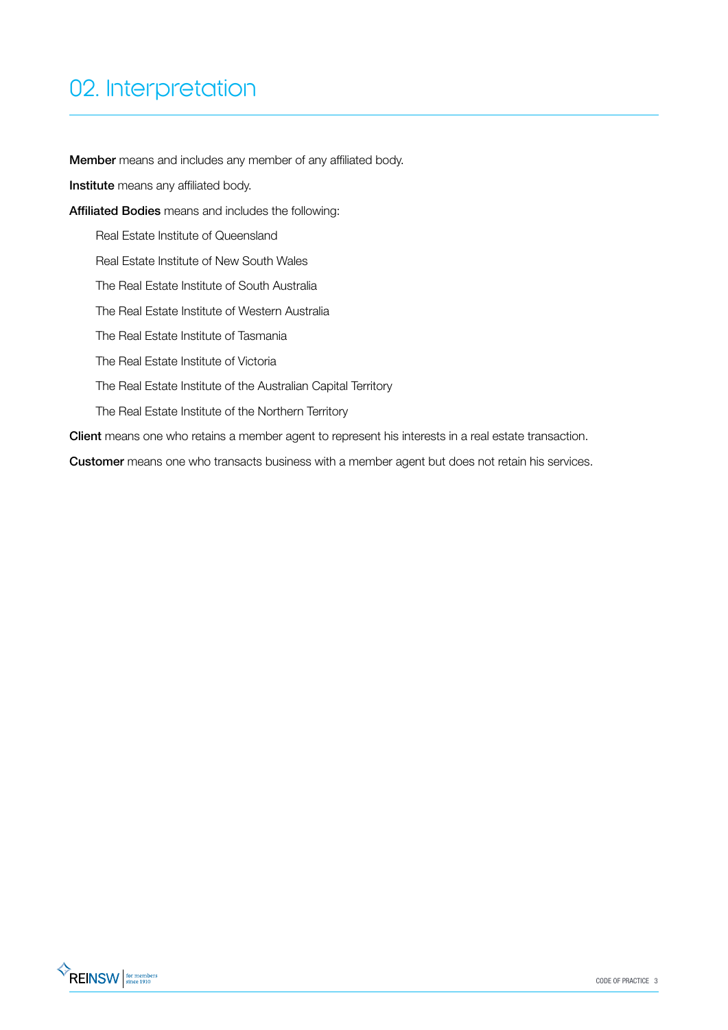# 02. Interpretation

**Member** means and includes any member of any affiliated body.

**Institute** means any affiliated body.

**Affiliated Bodies** means and includes the following:

- Real Estate Institute of Queensland
- Real Estate Institute of New South Wales
- The Real Estate Institute of South Australia
- The Real Estate Institute of Western Australia
- The Real Estate Institute of Tasmania
- The Real Estate Institute of Victoria
- The Real Estate Institute of the Australian Capital Territory
- The Real Estate Institute of the Northern Territory

**Client** means one who retains a member agent to represent his interests in a real estate transaction.

**Customer** means one who transacts business with a member agent but does not retain his services.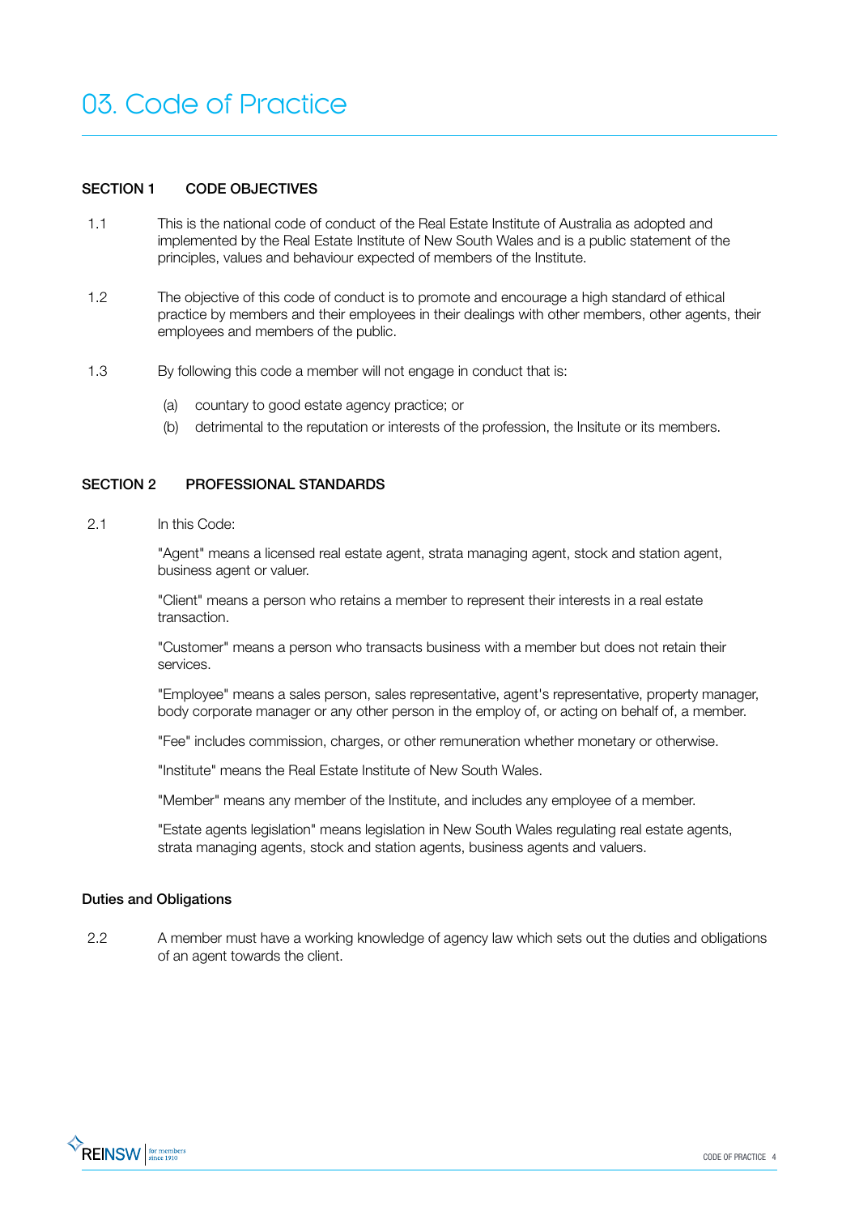# 03. Code of Practice

## SECTION 1 CODE OBJECTIVES

1.1 This is the national code of conduct of the Real Estate Institute of Australia as adopted and implemented by the Real Estate Institute of New South Wales and is a public statement of the principles, values and behaviour expected of members of the Institute.

1.2 The objective of this code of conduct is to promote and encourage a high standard of ethical practice by members and their employees in their dealings with other members, other agents, their employees and members of the public.

1.3 By following this code a member will not engage in conduct that is:

(a) countary to good estate agency practice; or

(b) detrimental to the reputation or interests of the profession, the Insitute or its members.

## SECTION 2 PROFESSIONAL STANDARDS

2.1 In this Code:

"Agent" means a licensed real estate agent, strata managing agent, stock and station agent, business agent or valuer.

"Client" means a person who retains a member to represent their interests in a real estate transaction.

"Customer" means a person who transacts business with a member but does not retain their services.

"Employee" means a sales person, sales representative, agent's representative, property manager, body corporate manager or any other person in the employ of, or acting on behalf of, a member.

"Fee" includes commission, charges, or other remuneration whether monetary or otherwise.

"Institute" means the Real Estate Institute of New South Wales.

"Member" means any member of the Institute, and includes any employee of a member.

"Estate agents legislation" means legislation in New South Wales regulating real estate agents, strata managing agents, stock and station agents, business agents and valuers.

### Duties and Obligations

2.2 A member must have a working knowledge of agency law which sets out the duties and obligations of an agent towards the client.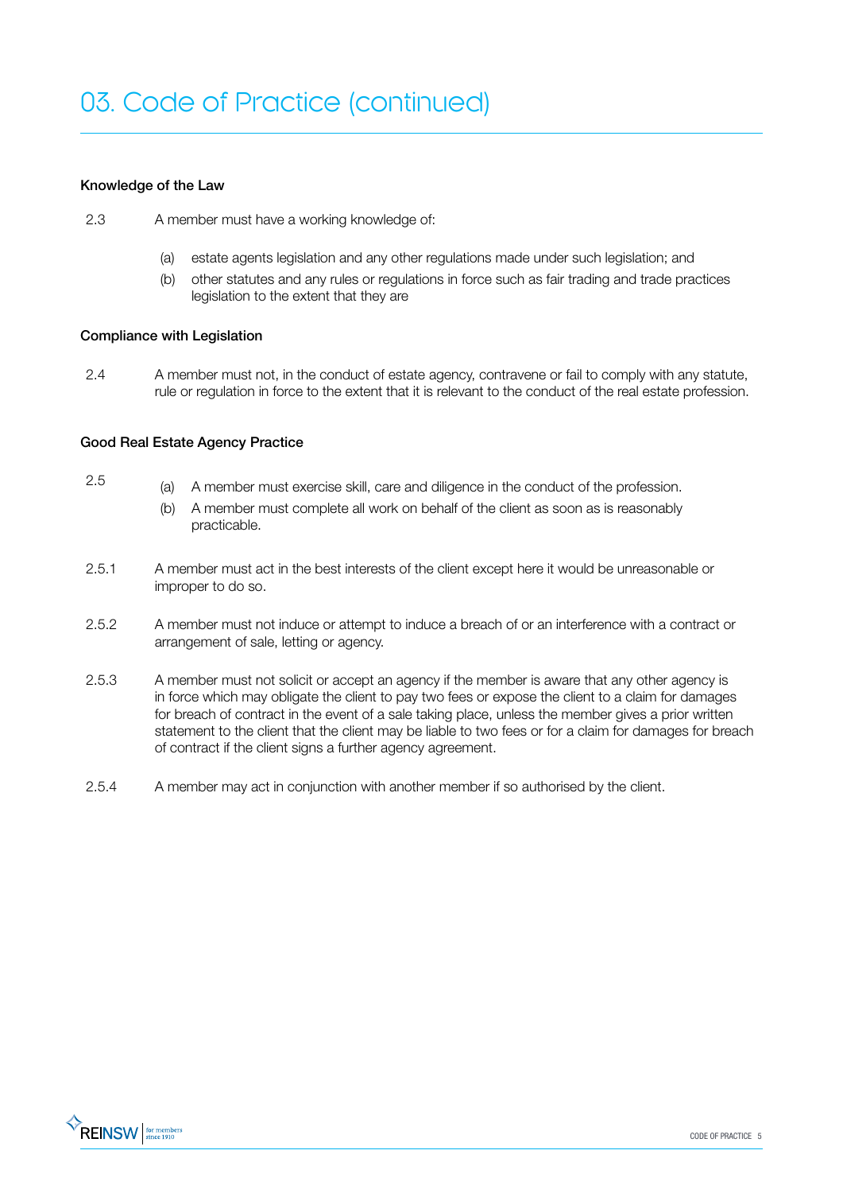# 03. Code of Practice (continued)

**Knowledge of the Law**

2.3 A member must have a working knowledge of:

(a) estate agents legislation and any other regulations made under such legislation; and

(b) other statutes and any rules or regulations in force such as fair trading and trade practices legislation to the extent that they are

**Compliance with Legislation**

2.4 A member must not, in the conduct of estate agency, contravene or fail to comply with any statute, rule or regulation in force to the extent that it is relevant to the conduct of the real estate profession.

**Good Real Estate Agency Practice**

2.5

(a) A member must exercise skill, care and diligence in the conduct of the profession.

(b) A member must complete all work on behalf of the client as soon as is reasonably practicable.

2.5.1 A member must act in the best interests of the client except here it would be unreasonable or improper to do so.

2.5.2 A member must not induce or attempt to induce a breach of or an interference with a contract or arrangement of sale, letting or agency.

2.5.3 A member must not solicit or accept an agency if the member is aware that any other agency is in force which may obligate the client to pay two fees or expose the client to a claim for damages for breach of contract in the event of a sale taking place, unless the member gives a prior written statement to the client that the client may be liable to two fees or for a claim for damages for breach of contract if the client signs a further agency agreement.

2.5.4 A member may act in conjunction with another member if so authorised by the client.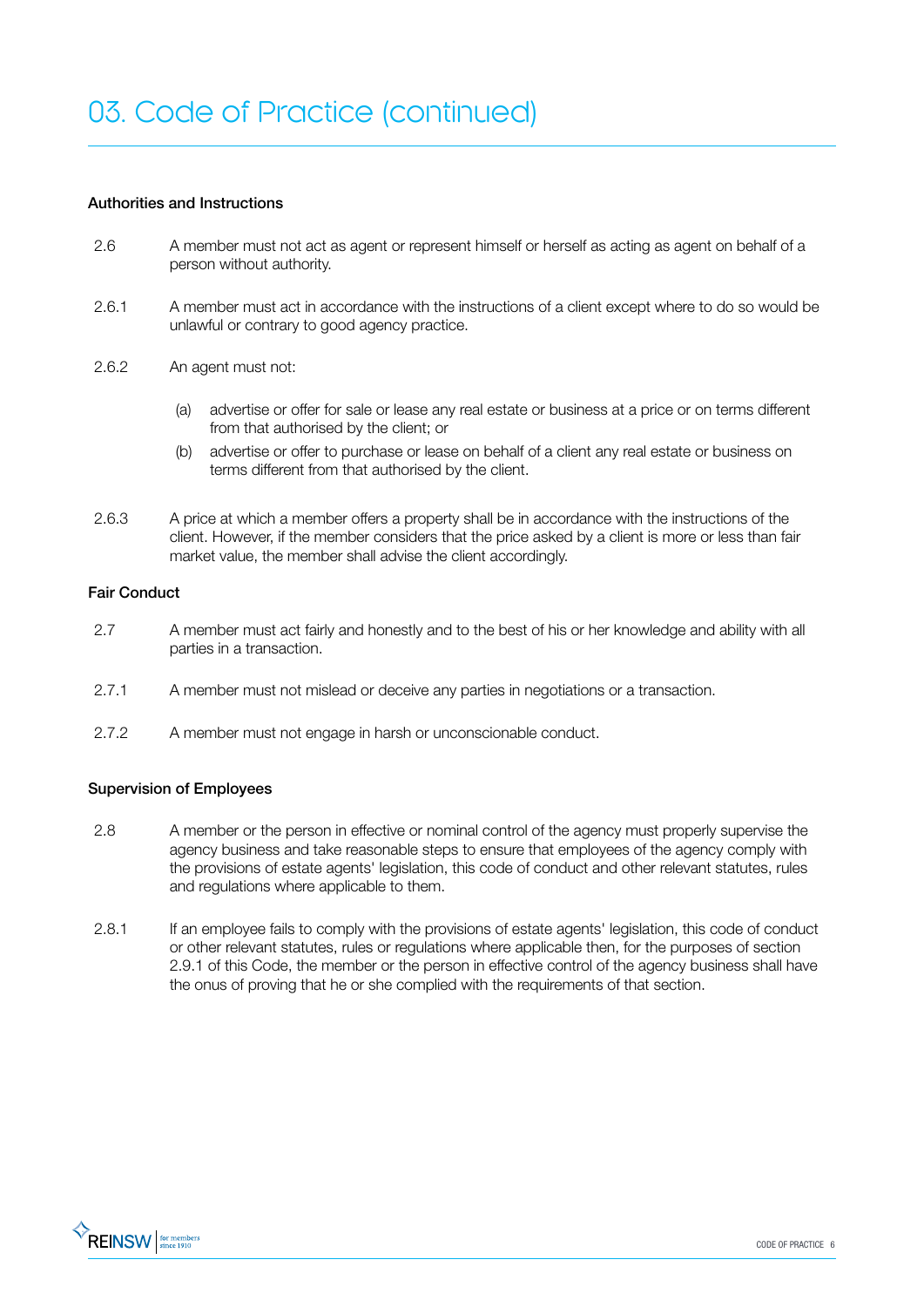# 03. Code of Practice (continued)

**Authorities and Instructions**

2.6 A member must not act as agent or represent himself or herself as acting as agent on behalf of a person without authority.

2.6.1 A member must act in accordance with the instructions of a client except where to do so would be unlawful or contrary to good agency practice.

2.6.2 An agent must not:

(a) advertise or offer for sale or lease any real estate or business at a price or on terms different from that authorised by the client; or

(b) advertise or offer to purchase or lease on behalf of a client any real estate or business on terms different from that authorised by the client.

2.6.3 A price at which a member offers a property shall be in accordance with the instructions of the client. However, if the member considers that the price asked by a client is more or less than fair market value, the member shall advise the client accordingly.

**Fair Conduct**

2.7 A member must act fairly and honestly and to the best of his or her knowledge and ability with all parties in a transaction.

2.7.1 A member must not mislead or deceive any parties in negotiations or a transaction.

2.7.2 A member must not engage in harsh or unconscionable conduct.

**Supervision of Employees**

2.8 A member or the person in effective or nominal control of the agency must properly supervise the agency business and take reasonable steps to ensure that employees of the agency comply with the provisions of estate agents' legislation, this code of conduct and other relevant statutes, rules and regulations where applicable to them.

2.8.1 If an employee fails to comply with the provisions of estate agents' legislation, this code of conduct or other relevant statutes, rules or regulations where applicable then, for the purposes of section 2.9.1 of this Code, the member or the person in effective control of the agency business shall have the onus of proving that he or she complied with the requirements of that section.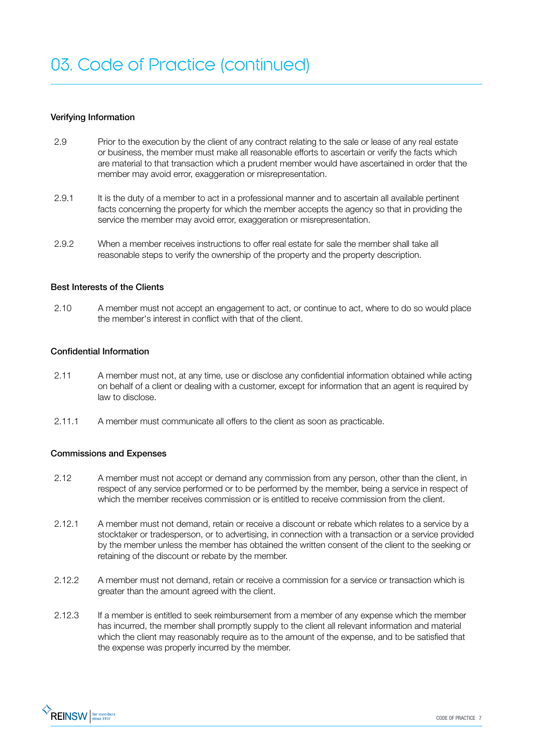# 03. Code of Practice (continued)

**Verifying Information**

2.9 Prior to the execution by the client of any contract relating to the sale or lease of any real estate or business, the member must make all reasonable efforts to ascertain or verify the facts which are material to that transaction which a prudent member would have ascertained in order that the member may avoid error, exaggeration or misrepresentation.

2.9.1 It is the duty of a member to act in a professional manner and to ascertain all available pertinent facts concerning the property for which the member accepts the agency so that in providing the service the member may avoid error, exaggeration or misrepresentation.

2.9.2 When a member receives instructions to offer real estate for sale the member shall take all reasonable steps to verify the ownership of the property and the property description.

**Best Interests of the Clients**

2.10 A member must not accept an engagement to act, or continue to act, where to do so would place the member's interest in conflict with that of the client.

**Confidential Information**

2.11 A member must not, at any time, use or disclose any confidential information obtained while acting on behalf of a client or dealing with a customer, except for information that an agent is required by law to disclose.

2.11.1 A member must communicate all offers to the client as soon as practicable.

**Commissions and Expenses**

2.12 A member must not accept or demand any commission from any person, other than the client, in respect of any service performed or to be performed by the member, being a service in respect of which the member receives commission or is entitled to receive commission from the client.

2.12.1 A member must not demand, retain or receive a discount or rebate which relates to a service by a stocktaker or tradesperson, or to advertising, in connection with a transaction or a service provided by the member unless the member has obtained the written consent of the client to the seeking or retaining of the discount or rebate by the member.

2.12.2 A member must not demand, retain or receive a commission for a service or transaction which is greater than the amount agreed with the client.

2.12.3 If a member is entitled to seek reimbursement from a member of any expense which the member has incurred, the member shall promptly supply to the client all relevant information and material which the client may reasonably require as to the amount of the expense, and to be satisfied that the expense was properly incurred by the member.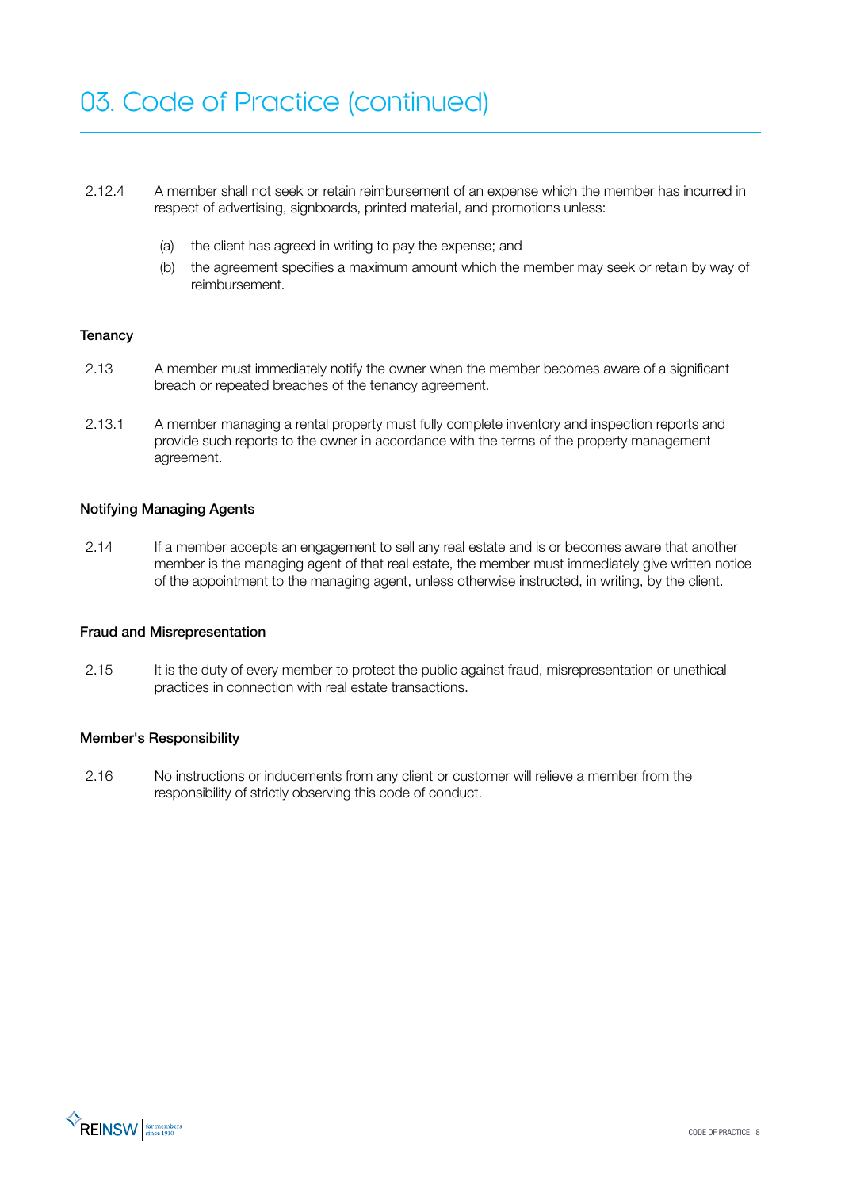# 03. Code of Practice (continued)

2.12.4 A member shall not seek or retain reimbursement of an expense which the member has incurred in respect of advertising, signboards, printed material, and promotions unless:

(a) the client has agreed in writing to pay the expense; and

(b) the agreement specifies a maximum amount which the member may seek or retain by way of reimbursement.

**Tenancy**

2.13 A member must immediately notify the owner when the member becomes aware of a significant breach or repeated breaches of the tenancy agreement.

2.13.1 A member managing a rental property must fully complete inventory and inspection reports and provide such reports to the owner in accordance with the terms of the property management agreement.

**Notifying Managing Agents**

2.14 If a member accepts an engagement to sell any real estate and is or becomes aware that another member is the managing agent of that real estate, the member must immediately give written notice of the appointment to the managing agent, unless otherwise instructed, in writing, by the client.

**Fraud and Misrepresentation**

2.15 It is the duty of every member to protect the public against fraud, misrepresentation or unethical practices in connection with real estate transactions.

**Member's Responsibility**

2.16 No instructions or inducements from any client or customer will relieve a member from the responsibility of strictly observing this code of conduct.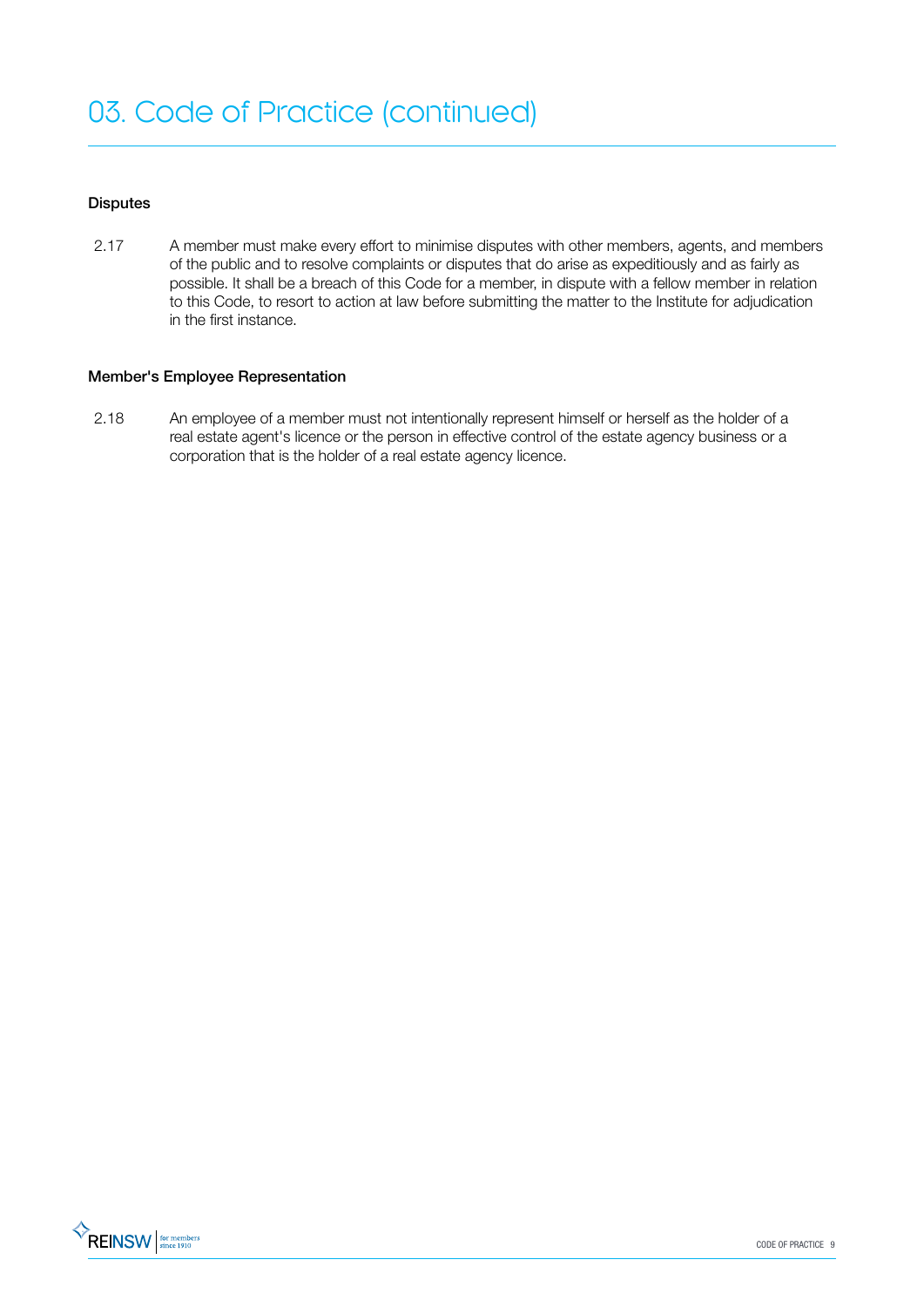# 03. Code of Practice (continued)

### Disputes

2.17 A member must make every effort to minimise disputes with other members, agents, and members of the public and to resolve complaints or disputes that do arise as expeditiously and as fairly as possible. It shall be a breach of this Code for a member, in dispute with a fellow member in relation to this Code, to resort to action at law before submitting the matter to the Institute for adjudication in the first instance.

### Member's Employee Representation

2.18 An employee of a member must not intentionally represent himself or herself as the holder of a real estate agent's licence or the person in effective control of the estate agency business or a corporation that is the holder of a real estate agency licence.